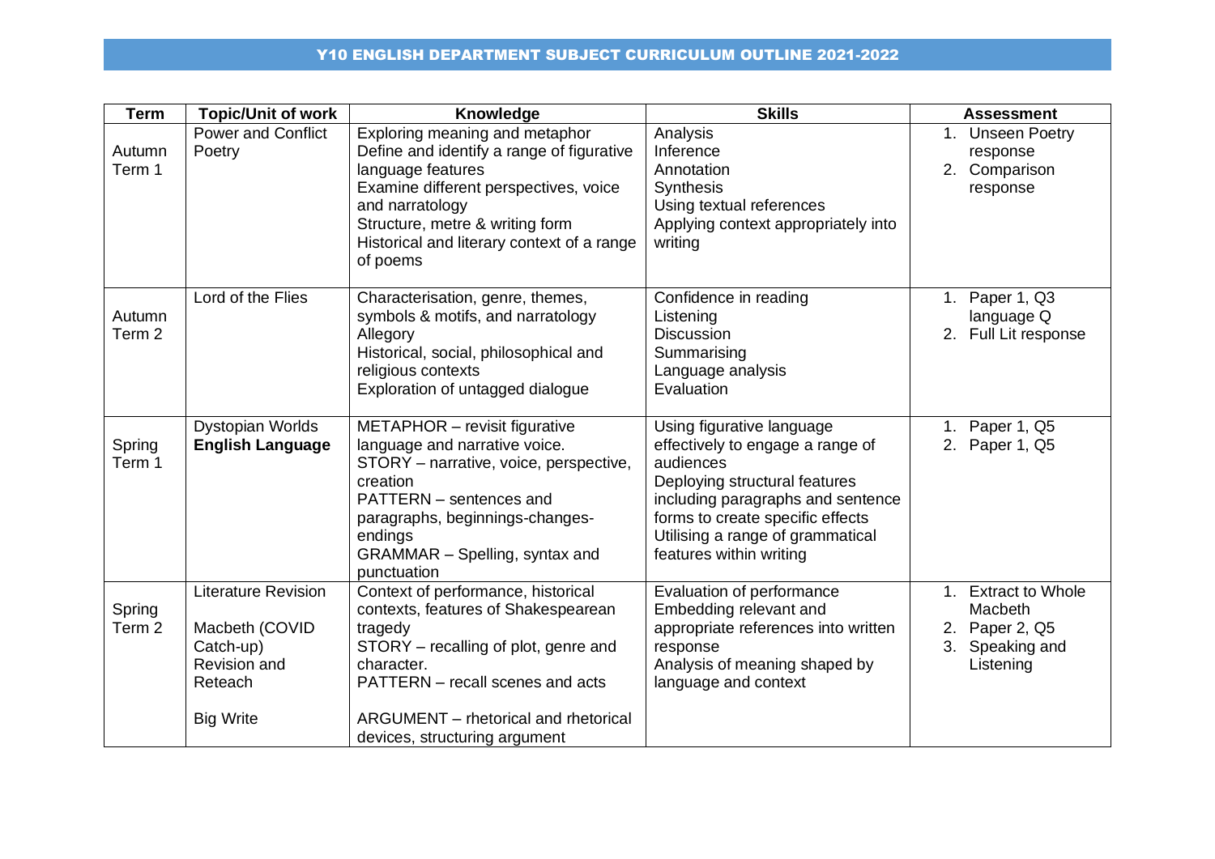# Y10 ENGLISH DEPARTMENT SUBJECT CURRICULUM OUTLINE 2021-2022

| Term | Topic/Unit of work | Knowledge | Skills | Assessment |
|---|---|---|---|---|
| Autumn Term 1 | Power and Conflict Poetry | Exploring meaning and metaphor<br>Define and identify a range of figurative language features<br>Examine different perspectives, voice and narratology<br>Structure, metre & writing form<br>Historical and literary context of a range of poems | Analysis<br>Inference<br>Annotation<br>Synthesis<br>Using textual references<br>Applying context appropriately into writing | 1. Unseen Poetry response<br>2. Comparison response |
| Autumn Term 2 | Lord of the Flies | Characterisation, genre, themes, symbols & motifs, and narratology<br>Allegory<br>Historical, social, philosophical and religious contexts<br>Exploration of untagged dialogue | Confidence in reading<br>Listening<br>Discussion<br>Summarising<br>Language analysis<br>Evaluation | 1. Paper 1, Q3 language Q<br>2. Full Lit response |
| Spring Term 1 | Dystopian Worlds<br>**English Language** | METAPHOR – revisit figurative language and narrative voice.<br>STORY – narrative, voice, perspective, creation<br>PATTERN – sentences and paragraphs, beginnings-changes-endings<br>GRAMMAR – Spelling, syntax and punctuation | Using figurative language effectively to engage a range of audiences<br>Deploying structural features including paragraphs and sentence forms to create specific effects<br>Utilising a range of grammatical features within writing | 1. Paper 1, Q5<br>2. Paper 1, Q5 |
| Spring Term 2 | Literature Revision<br><br>Macbeth (COVID Catch-up)<br>Revision and Reteach<br><br>Big Write | Context of performance, historical contexts, features of Shakespearean tragedy<br>STORY – recalling of plot, genre and character.<br>PATTERN – recall scenes and acts<br><br>ARGUMENT – rhetorical and rhetorical devices, structuring argument | Evaluation of performance<br>Embedding relevant and appropriate references into written response<br>Analysis of meaning shaped by language and context | 1. Extract to Whole Macbeth<br>2. Paper 2, Q5<br>3. Speaking and Listening |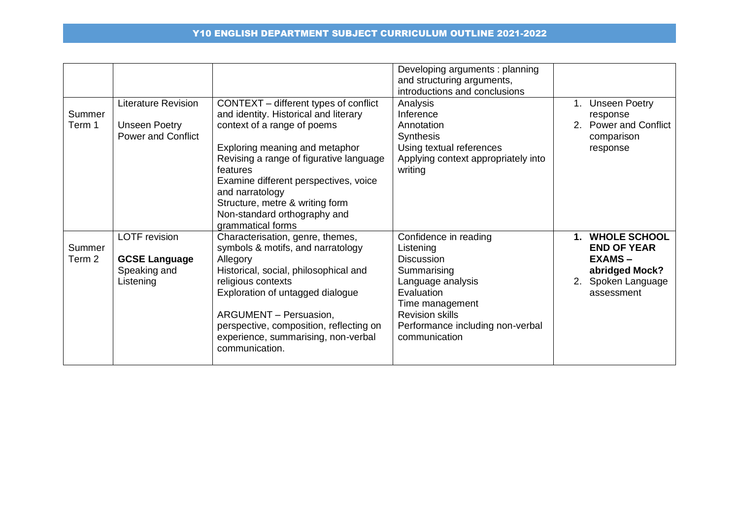# Y10 ENGLISH DEPARTMENT SUBJECT CURRICULUM OUTLINE 2021-2022

| | | | | |
|---|---|---|---|---|
| | | | Developing arguments : planning and structuring arguments, introductions and conclusions | |
| Summer Term 1 | Literature Revision<br><br>Unseen Poetry<br>Power and Conflict | CONTEXT – different types of conflict and identity. Historical and literary context of a range of poems<br><br>Exploring meaning and metaphor<br>Revising a range of figurative language features<br>Examine different perspectives, voice and narratology<br>Structure, metre & writing form<br>Non-standard orthography and grammatical forms | Analysis<br>Inference<br>Annotation<br>Synthesis<br>Using textual references<br>Applying context appropriately into writing | 1. Unseen Poetry response<br>2. Power and Conflict comparison response |
| Summer Term 2 | LOTF revision<br><br>**GCSE Language**<br>Speaking and Listening | Characterisation, genre, themes, symbols & motifs, and narratology<br>Allegory<br>Historical, social, philosophical and religious contexts<br>Exploration of untagged dialogue<br><br>ARGUMENT – Persuasion, perspective, composition, reflecting on experience, summarising, non-verbal communication. | Confidence in reading<br>Listening<br>Discussion<br>Summarising<br>Language analysis<br>Evaluation<br>Time management<br>Revision skills<br>Performance including non-verbal communication | 1. **WHOLE SCHOOL END OF YEAR EXAMS – abridged Mock?**<br>2. Spoken Language assessment |